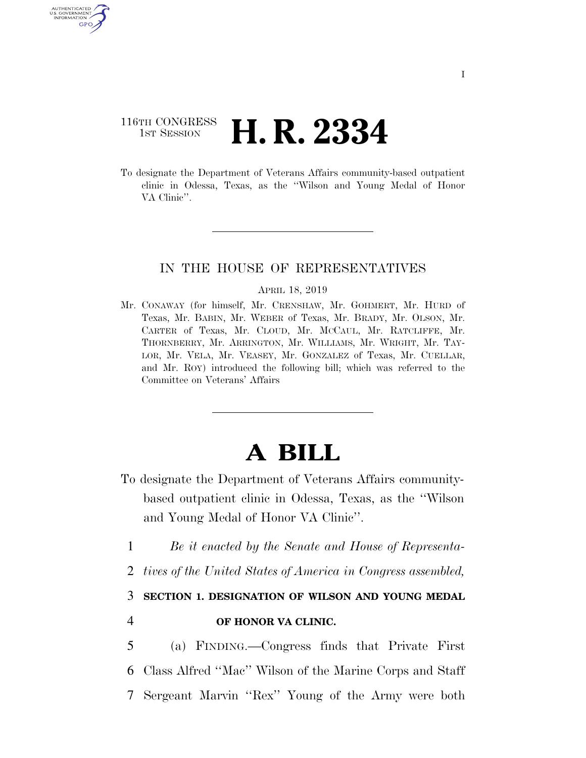116TH CONGRESS
1ST SESSION

# H. R. 2334

To designate the Department of Veterans Affairs community-based outpatient clinic in Odessa, Texas, as the "Wilson and Young Medal of Honor VA Clinic".

IN THE HOUSE OF REPRESENTATIVES

APRIL 18, 2019

Mr. CONAWAY (for himself, Mr. CRENSHAW, Mr. GOHMERT, Mr. HURD of Texas, Mr. BABIN, Mr. WEBER of Texas, Mr. BRADY, Mr. OLSON, Mr. CARTER of Texas, Mr. CLOUD, Mr. MCCAUL, Mr. RATCLIFFE, Mr. THORNBERRY, Mr. ARRINGTON, Mr. WILLIAMS, Mr. WRIGHT, Mr. TAYLOR, Mr. VELA, Mr. VEASEY, Mr. GONZALEZ of Texas, Mr. CUELLAR, and Mr. ROY) introduced the following bill; which was referred to the Committee on Veterans' Affairs

# A BILL

To designate the Department of Veterans Affairs community-based outpatient clinic in Odessa, Texas, as the "Wilson and Young Medal of Honor VA Clinic".

1 *Be it enacted by the Senate and House of Representa-*
2 *tives of the United States of America in Congress assembled,*

3 **SECTION 1. DESIGNATION OF WILSON AND YOUNG MEDAL**
4 **OF HONOR VA CLINIC.**

5 (a) FINDING.—Congress finds that Private First
6 Class Alfred "Mac" Wilson of the Marine Corps and Staff
7 Sergeant Marvin "Rex" Young of the Army were both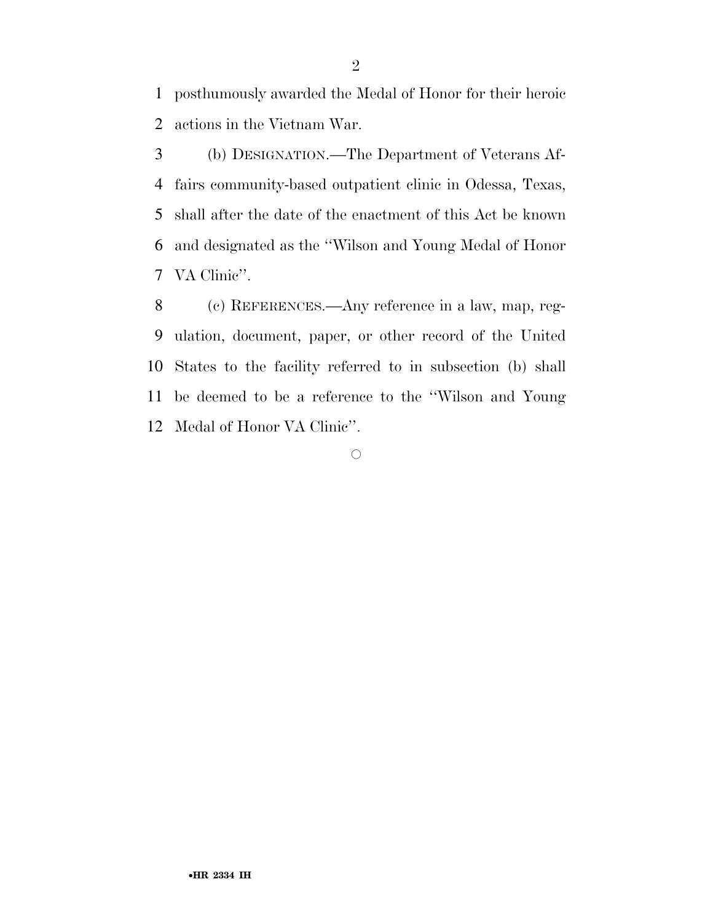posthumously awarded the Medal of Honor for their heroic actions in the Vietnam War.

(b) DESIGNATION.—The Department of Veterans Affairs community-based outpatient clinic in Odessa, Texas, shall after the date of the enactment of this Act be known and designated as the ''Wilson and Young Medal of Honor VA Clinic''.

(c) REFERENCES.—Any reference in a law, map, regulation, document, paper, or other record of the United States to the facility referred to in subsection (b) shall be deemed to be a reference to the ''Wilson and Young Medal of Honor VA Clinic''.

○